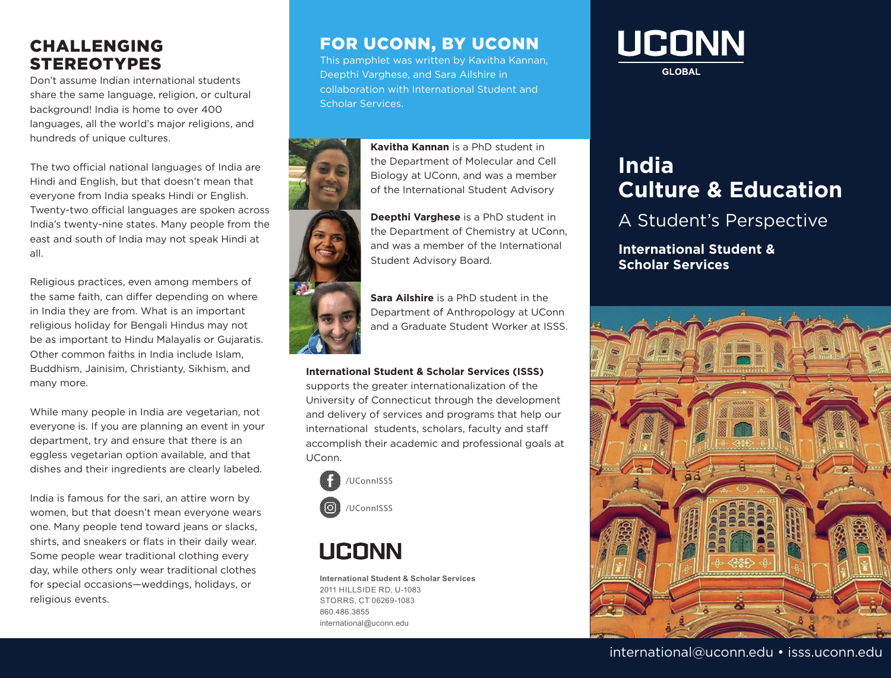## CHALLENGING STEREOTYPES

Don't assume Indian international students share the same language, religion, or cultural background! India is home to over 400 languages, all the world's major religions, and hundreds of unique cultures.

The two official national languages of India are Hindi and English, but that doesn't mean that everyone from India speaks Hindi or English. Twenty-two official languages are spoken across India's twenty-nine states. Many people from the east and south of India may not speak Hindi at all.

Religious practices, even among members of the same faith, can differ depending on where in India they are from. What is an important religious holiday for Bengali Hindus may not be as important to Hindu Malayalis or Gujaratis. Other common faiths in India include Islam, Buddhism, Jainisim, Christianity, Sikhism, and many more.

While many people in India are vegetarian, not everyone is. If you are planning an event in your department, try and ensure that there is an eggless vegetarian option available, and that dishes and their ingredients are clearly labeled.

India is famous for the sari, an attire worn by women, but that doesn't mean everyone wears one. Many people tend toward jeans or slacks, shirts, and sneakers or flats in their daily wear. Some people wear traditional clothing every day, while others only wear traditional clothes for special occasions—weddings, holidays, or religious events.

## FOR UCONN, BY UCONN

This pamphlet was written by Kavitha Kannan, Deepthi Varghese, and Sara Ailshire in collaboration with International Student and Scholar Services.

**Kavitha Kannan** is a PhD student in the Department of Molecular and Cell Biology at UConn, and was a member of the International Student Advisory

**Deepthi Varghese** is a PhD student in the Department of Chemistry at UConn, and was a member of the International Student Advisory Board.

**Sara Ailshire** is a PhD student in the Department of Anthropology at UConn and a Graduate Student Worker at ISSS.

**International Student & Scholar Services (ISSS)** supports the greater internationalization of the University of Connecticut through the development and delivery of services and programs that help our international students, scholars, faculty and staff accomplish their academic and professional goals at UConn.

/UConnISSS

/UConnISSS

UCONN

**International Student & Scholar Services**
2011 HILLSIDE RD, U-1083
STORRS, CT 06269-1083
860.486.3855
international@uconn.edu

UCONN GLOBAL

# India Culture & Education

## A Student's Perspective

**International Student & Scholar Services**

international@uconn.edu • isss.uconn.edu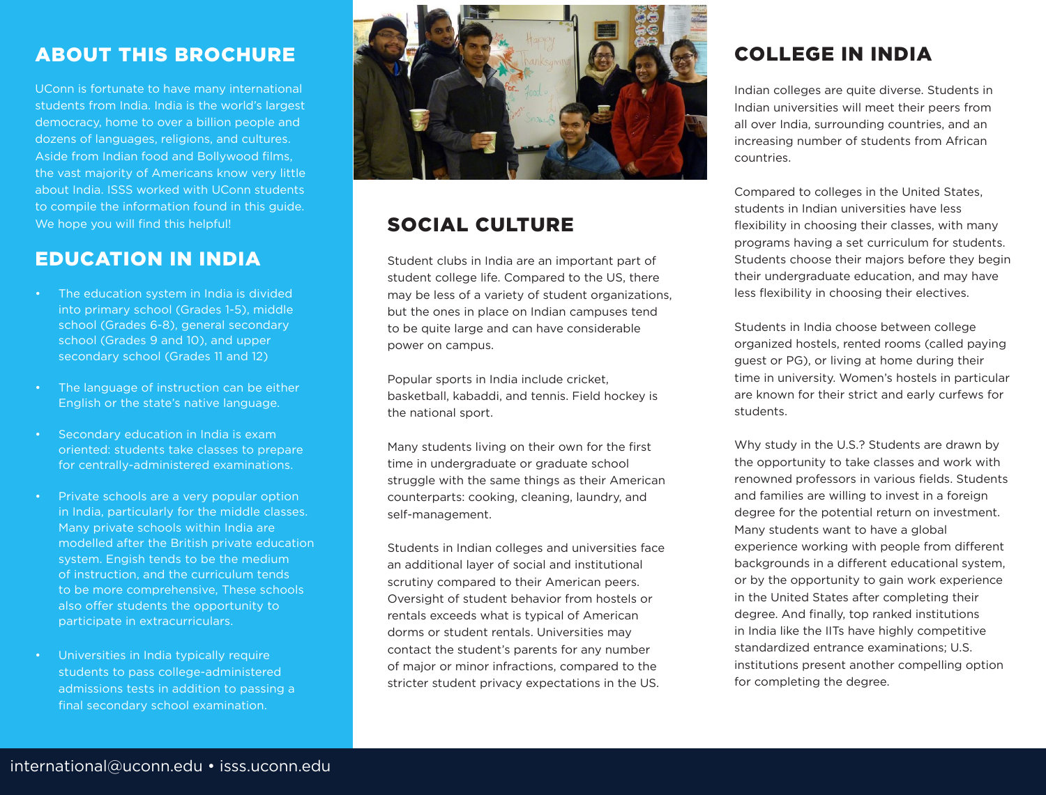## ABOUT THIS BROCHURE

UConn is fortunate to have many international students from India. India is the world's largest democracy, home to over a billion people and dozens of languages, religions, and cultures. Aside from Indian food and Bollywood films, the vast majority of Americans know very little about India. ISSS worked with UConn students to compile the information found in this guide. We hope you will find this helpful!

## EDUCATION IN INDIA

- The education system in India is divided into primary school (Grades 1-5), middle school (Grades 6-8), general secondary school (Grades 9 and 10), and upper secondary school (Grades 11 and 12)
- The language of instruction can be either English or the state's native language.
- Secondary education in India is exam oriented: students take classes to prepare for centrally-administered examinations.
- Private schools are a very popular option in India, particularly for the middle classes. Many private schools within India are modelled after the British private education system. English tends to be the medium of instruction, and the curriculum tends to be more comprehensive, These schools also offer students the opportunity to participate in extracurriculars.
- Universities in India typically require students to pass college-administered admissions tests in addition to passing a final secondary school examination.

## SOCIAL CULTURE

Student clubs in India are an important part of student college life. Compared to the US, there may be less of a variety of student organizations, but the ones in place on Indian campuses tend to be quite large and can have considerable power on campus.

Popular sports in India include cricket, basketball, kabaddi, and tennis. Field hockey is the national sport.

Many students living on their own for the first time in undergraduate or graduate school struggle with the same things as their American counterparts: cooking, cleaning, laundry, and self-management.

Students in Indian colleges and universities face an additional layer of social and institutional scrutiny compared to their American peers. Oversight of student behavior from hostels or rentals exceeds what is typical of American dorms or student rentals. Universities may contact the student's parents for any number of major or minor infractions, compared to the stricter student privacy expectations in the US.

## COLLEGE IN INDIA

Indian colleges are quite diverse. Students in Indian universities will meet their peers from all over India, surrounding countries, and an increasing number of students from African countries.

Compared to colleges in the United States, students in Indian universities have less flexibility in choosing their classes, with many programs having a set curriculum for students. Students choose their majors before they begin their undergraduate education, and may have less flexibility in choosing their electives.

Students in India choose between college organized hostels, rented rooms (called paying guest or PG), or living at home during their time in university. Women's hostels in particular are known for their strict and early curfews for students.

Why study in the U.S.? Students are drawn by the opportunity to take classes and work with renowned professors in various fields. Students and families are willing to invest in a foreign degree for the potential return on investment. Many students want to have a global experience working with people from different backgrounds in a different educational system, or by the opportunity to gain work experience in the United States after completing their degree. And finally, top ranked institutions in India like the IITs have highly competitive standardized entrance examinations; U.S. institutions present another compelling option for completing the degree.

international@uconn.edu • isss.uconn.edu